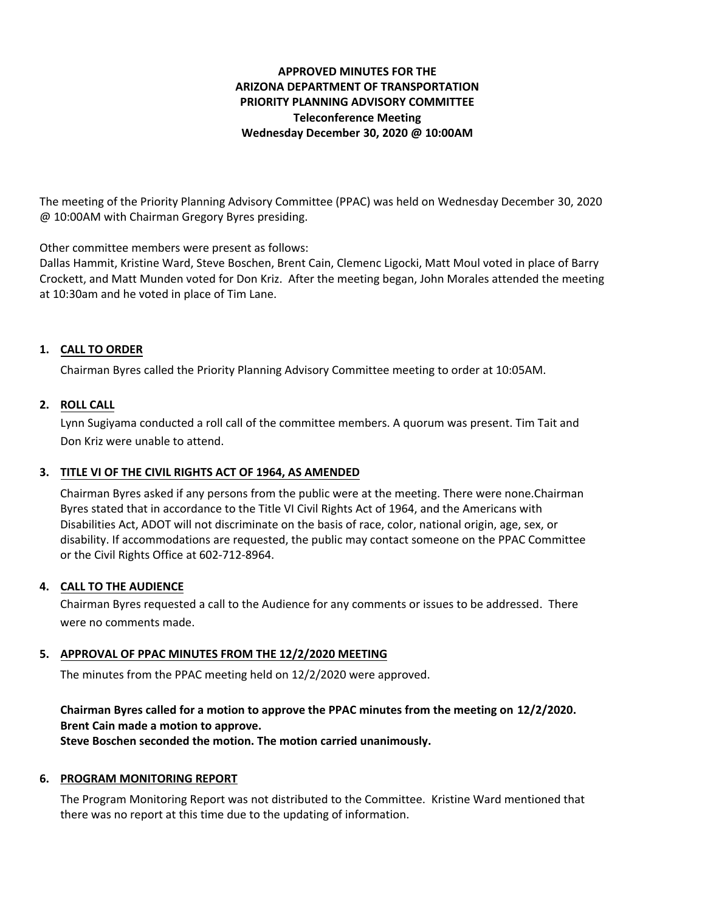# APPROVED MINUTES FOR THE ARIZONA DEPARTMENT OF TRANSPORTATION PRIORITY PLANNING ADVISORY COMMITTEE

**Teleconference Meeting**
**Wednesday December 30, 2020 @ 10:00AM**

The meeting of the Priority Planning Advisory Committee (PPAC) was held on Wednesday December 30, 2020 @ 10:00AM with Chairman Gregory Byres presiding.

Other committee members were present as follows:
Dallas Hammit, Kristine Ward, Steve Boschen, Brent Cain, Clemenc Ligocki, Matt Moul voted in place of Barry Crockett, and Matt Munden voted for Don Kriz. After the meeting began, John Morales attended the meeting at 10:30am and he voted in place of Tim Lane.

1. **CALL TO ORDER**

   Chairman Byres called the Priority Planning Advisory Committee meeting to order at 10:05AM.

2. **ROLL CALL**

   Lynn Sugiyama conducted a roll call of the committee members. A quorum was present. Tim Tait and Don Kriz were unable to attend.

3. **TITLE VI OF THE CIVIL RIGHTS ACT OF 1964, AS AMENDED**

   Chairman Byres asked if any persons from the public were at the meeting. There were none.Chairman Byres stated that in accordance to the Title VI Civil Rights Act of 1964, and the Americans with Disabilities Act, ADOT will not discriminate on the basis of race, color, national origin, age, sex, or disability. If accommodations are requested, the public may contact someone on the PPAC Committee or the Civil Rights Office at 602-712-8964.

4. **CALL TO THE AUDIENCE**

   Chairman Byres requested a call to the Audience for any comments or issues to be addressed. There were no comments made.

5. **APPROVAL OF PPAC MINUTES FROM THE 12/2/2020 MEETING**

   The minutes from the PPAC meeting held on 12/2/2020 were approved.

   **Chairman Byres called for a motion to approve the PPAC minutes from the meeting on 12/2/2020.**
   **Brent Cain made a motion to approve.**
   **Steve Boschen seconded the motion. The motion carried unanimously.**

6. **PROGRAM MONITORING REPORT**

   The Program Monitoring Report was not distributed to the Committee. Kristine Ward mentioned that there was no report at this time due to the updating of information.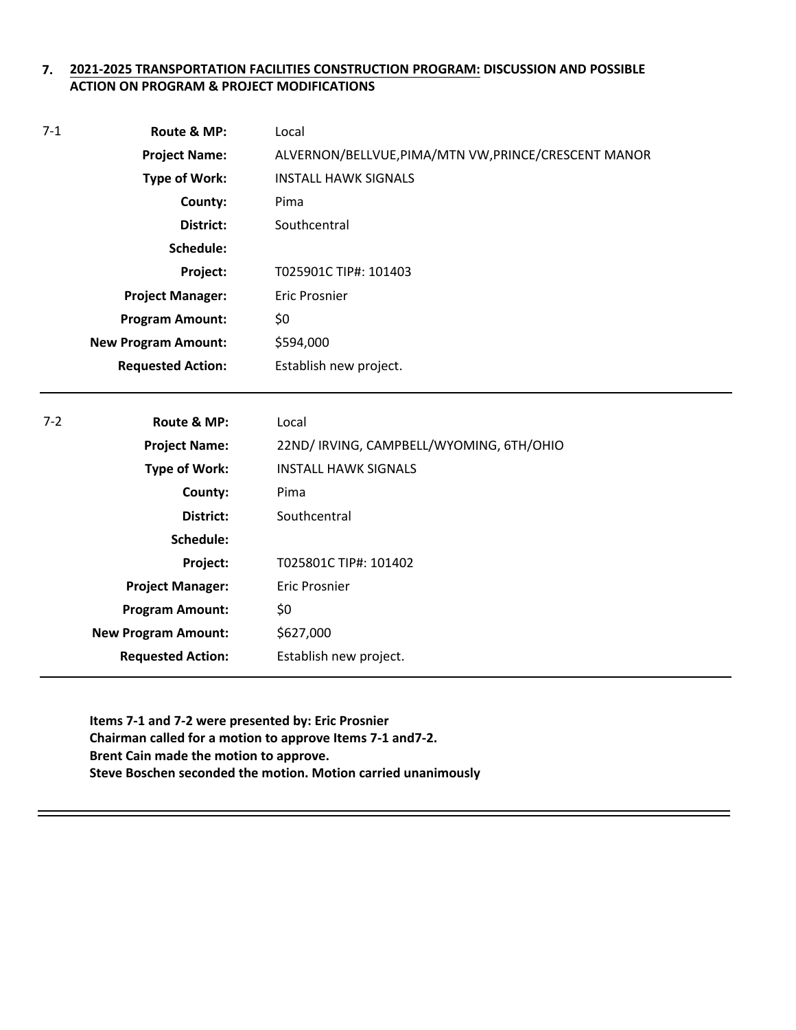**7. <u>2021-2025 TRANSPORTATION FACILITIES CONSTRUCTION PROGRAM:</u> DISCUSSION AND POSSIBLE ACTION ON PROGRAM & PROJECT MODIFICATIONS**

7-1

| | |
|---|---|
| **Route & MP:** | Local |
| **Project Name:** | ALVERNON/BELLVUE,PIMA/MTN VW,PRINCE/CRESCENT MANOR |
| **Type of Work:** | INSTALL HAWK SIGNALS |
| **County:** | Pima |
| **District:** | Southcentral |
| **Schedule:** | |
| **Project:** | T025901C TIP#: 101403 |
| **Project Manager:** | Eric Prosnier |
| **Program Amount:** | $0 |
| **New Program Amount:** | $594,000 |
| **Requested Action:** | Establish new project. |

7-2

| | |
|---|---|
| **Route & MP:** | Local |
| **Project Name:** | 22ND/ IRVING, CAMPBELL/WYOMING, 6TH/OHIO |
| **Type of Work:** | INSTALL HAWK SIGNALS |
| **County:** | Pima |
| **District:** | Southcentral |
| **Schedule:** | |
| **Project:** | T025801C TIP#: 101402 |
| **Project Manager:** | Eric Prosnier |
| **Program Amount:** | $0 |
| **New Program Amount:** | $627,000 |
| **Requested Action:** | Establish new project. |

**Items 7-1 and 7-2 were presented by: Eric Prosnier**
**Chairman called for a motion to approve Items 7-1 and7-2.**
**Brent Cain made the motion to approve.**
**Steve Boschen seconded the motion. Motion carried unanimously**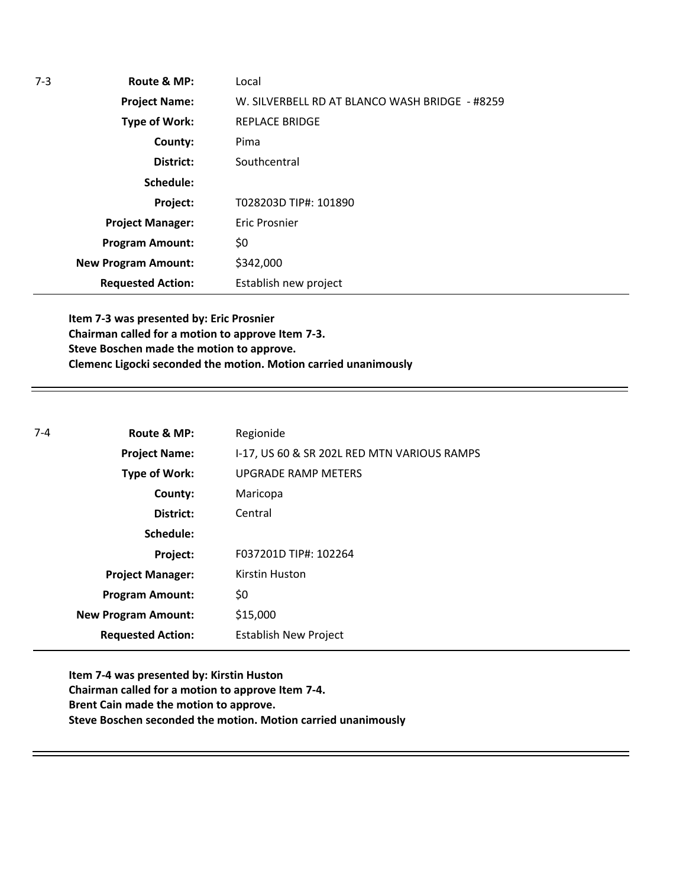| 7-3 | | |
|---|---|---|
| | **Route & MP:** | Local |
| | **Project Name:** | W. SILVERBELL RD AT BLANCO WASH BRIDGE - #8259 |
| | **Type of Work:** | REPLACE BRIDGE |
| | **County:** | Pima |
| | **District:** | Southcentral |
| | **Schedule:** | |
| | **Project:** | T028203D TIP#: 101890 |
| | **Project Manager:** | Eric Prosnier |
| | **Program Amount:** | $0 |
| | **New Program Amount:** | $342,000 |
| | **Requested Action:** | Establish new project |

**Item 7-3 was presented by: Eric Prosnier**
**Chairman called for a motion to approve Item 7-3.**
**Steve Boschen made the motion to approve.**
**Clemenc Ligocki seconded the motion. Motion carried unanimously**

---

| 7-4 | | |
|---|---|---|
| | **Route & MP:** | Regionide |
| | **Project Name:** | I-17, US 60 & SR 202L RED MTN VARIOUS RAMPS |
| | **Type of Work:** | UPGRADE RAMP METERS |
| | **County:** | Maricopa |
| | **District:** | Central |
| | **Schedule:** | |
| | **Project:** | F037201D TIP#: 102264 |
| | **Project Manager:** | Kirstin Huston |
| | **Program Amount:** | $0 |
| | **New Program Amount:** | $15,000 |
| | **Requested Action:** | Establish New Project |

**Item 7-4 was presented by: Kirstin Huston**
**Chairman called for a motion to approve Item 7-4.**
**Brent Cain made the motion to approve.**
**Steve Boschen seconded the motion. Motion carried unanimously**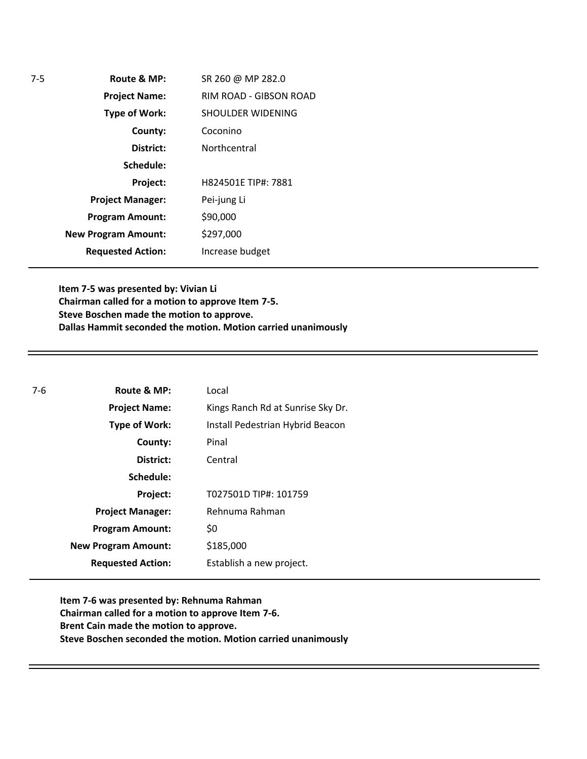| 7-5 | | |
|---|---|---|
| | **Route & MP:** | SR 260 @ MP 282.0 |
| | **Project Name:** | RIM ROAD - GIBSON ROAD |
| | **Type of Work:** | SHOULDER WIDENING |
| | **County:** | Coconino |
| | **District:** | Northcentral |
| | **Schedule:** | |
| | **Project:** | H824501E TIP#: 7881 |
| | **Project Manager:** | Pei-jung Li |
| | **Program Amount:** | $90,000 |
| | **New Program Amount:** | $297,000 |
| | **Requested Action:** | Increase budget |

**Item 7-5 was presented by: Vivian Li**
**Chairman called for a motion to approve Item 7-5.**
**Steve Boschen made the motion to approve.**
**Dallas Hammit seconded the motion. Motion carried unanimously**

---

| 7-6 | | |
|---|---|---|
| | **Route & MP:** | Local |
| | **Project Name:** | Kings Ranch Rd at Sunrise Sky Dr. |
| | **Type of Work:** | Install Pedestrian Hybrid Beacon |
| | **County:** | Pinal |
| | **District:** | Central |
| | **Schedule:** | |
| | **Project:** | T027501D TIP#: 101759 |
| | **Project Manager:** | Rehnuma Rahman |
| | **Program Amount:** | $0 |
| | **New Program Amount:** | $185,000 |
| | **Requested Action:** | Establish a new project. |

**Item 7-6 was presented by: Rehnuma Rahman**
**Chairman called for a motion to approve Item 7-6.**
**Brent Cain made the motion to approve.**
**Steve Boschen seconded the motion. Motion carried unanimously**

---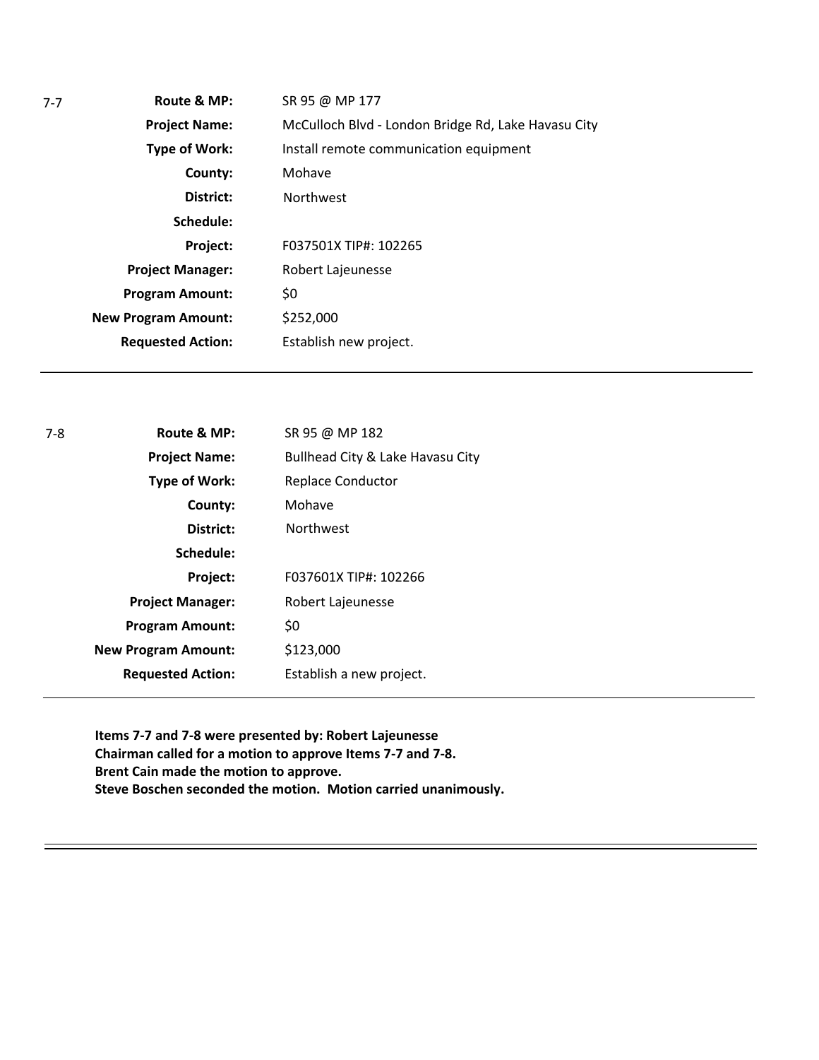7-7

| | |
|---|---|
| **Route & MP:** | SR 95 @ MP 177 |
| **Project Name:** | McCulloch Blvd - London Bridge Rd, Lake Havasu City |
| **Type of Work:** | Install remote communication equipment |
| **County:** | Mohave |
| **District:** | Northwest |
| **Schedule:** | |
| **Project:** | F037501X TIP#: 102265 |
| **Project Manager:** | Robert Lajeunesse |
| **Program Amount:** | $0 |
| **New Program Amount:** | $252,000 |
| **Requested Action:** | Establish new project. |

---

7-8

| | |
|---|---|
| **Route & MP:** | SR 95 @ MP 182 |
| **Project Name:** | Bullhead City & Lake Havasu City |
| **Type of Work:** | Replace Conductor |
| **County:** | Mohave |
| **District:** | Northwest |
| **Schedule:** | |
| **Project:** | F037601X TIP#: 102266 |
| **Project Manager:** | Robert Lajeunesse |
| **Program Amount:** | $0 |
| **New Program Amount:** | $123,000 |
| **Requested Action:** | Establish a new project. |

---

**Items 7-7 and 7-8 were presented by: Robert Lajeunesse**
**Chairman called for a motion to approve Items 7-7 and 7-8.**
**Brent Cain made the motion to approve.**
**Steve Boschen seconded the motion. Motion carried unanimously.**

---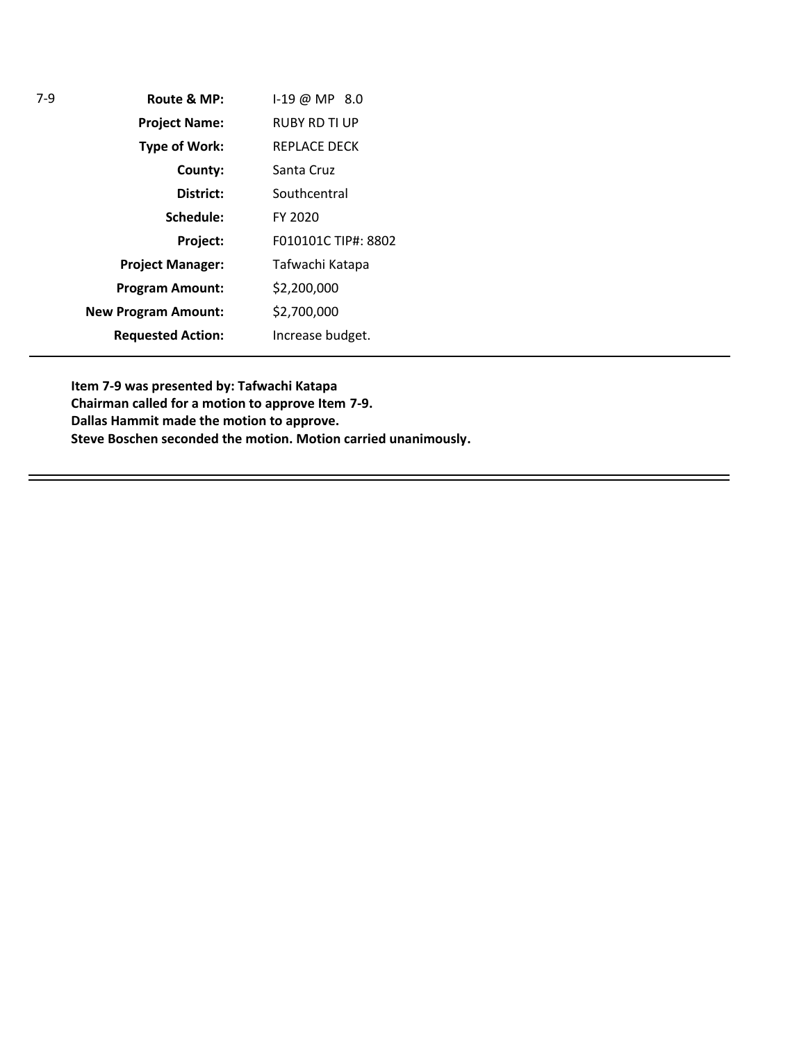| 7-9 | | |
|---|---|---|
| | **Route & MP:** | I-19 @ MP 8.0 |
| | **Project Name:** | RUBY RD TI UP |
| | **Type of Work:** | REPLACE DECK |
| | **County:** | Santa Cruz |
| | **District:** | Southcentral |
| | **Schedule:** | FY 2020 |
| | **Project:** | F010101C TIP#: 8802 |
| | **Project Manager:** | Tafwachi Katapa |
| | **Program Amount:** | $2,200,000 |
| | **New Program Amount:** | $2,700,000 |
| | **Requested Action:** | Increase budget. |

---

**Item 7-9 was presented by: Tafwachi Katapa**
**Chairman called for a motion to approve Item 7-9.**
**Dallas Hammit made the motion to approve.**
**Steve Boschen seconded the motion. Motion carried unanimously.**

---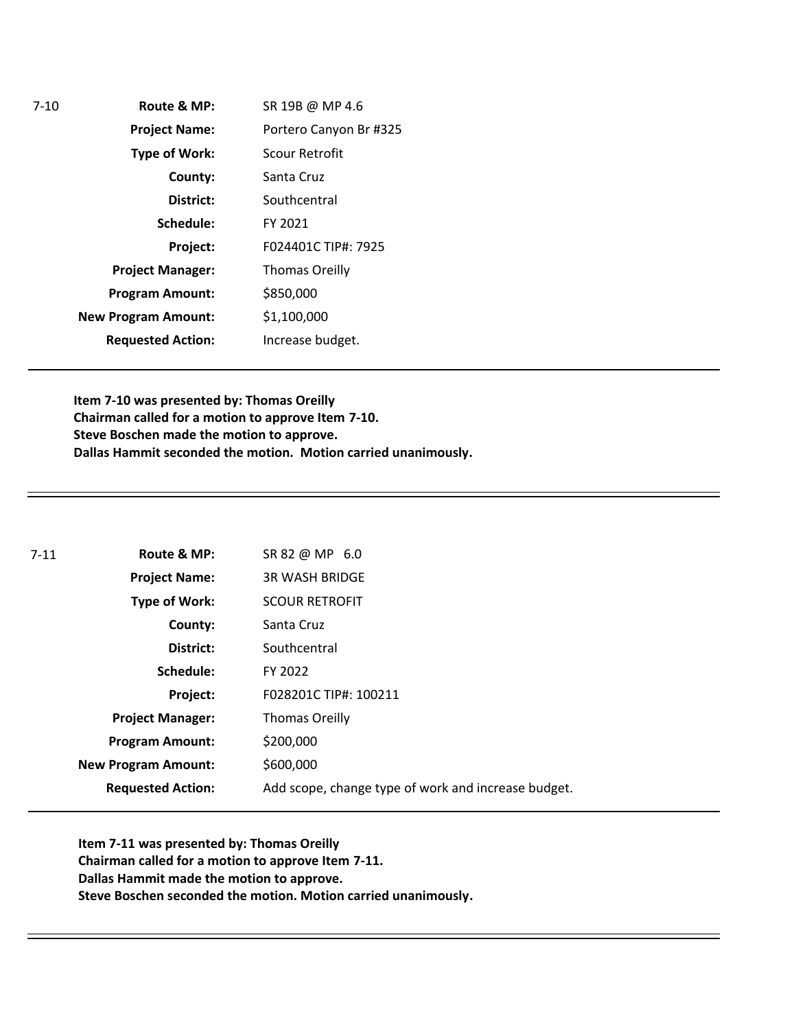7-10

| | |
|---|---|
| **Route & MP:** | SR 19B @ MP 4.6 |
| **Project Name:** | Portero Canyon Br #325 |
| **Type of Work:** | Scour Retrofit |
| **County:** | Santa Cruz |
| **District:** | Southcentral |
| **Schedule:** | FY 2021 |
| **Project:** | F024401C TIP#: 7925 |
| **Project Manager:** | Thomas Oreilly |
| **Program Amount:** | \$850,000 |
| **New Program Amount:** | \$1,100,000 |
| **Requested Action:** | Increase budget. |

---

**Item 7-10 was presented by: Thomas Oreilly**
**Chairman called for a motion to approve Item 7-10.**
**Steve Boschen made the motion to approve.**
**Dallas Hammit seconded the motion. Motion carried unanimously.**

---

7-11

| | |
|---|---|
| **Route & MP:** | SR 82 @ MP 6.0 |
| **Project Name:** | 3R WASH BRIDGE |
| **Type of Work:** | SCOUR RETROFIT |
| **County:** | Santa Cruz |
| **District:** | Southcentral |
| **Schedule:** | FY 2022 |
| **Project:** | F028201C TIP#: 100211 |
| **Project Manager:** | Thomas Oreilly |
| **Program Amount:** | \$200,000 |
| **New Program Amount:** | \$600,000 |
| **Requested Action:** | Add scope, change type of work and increase budget. |

---

**Item 7-11 was presented by: Thomas Oreilly**
**Chairman called for a motion to approve Item 7-11.**
**Dallas Hammit made the motion to approve.**
**Steve Boschen seconded the motion. Motion carried unanimously.**

---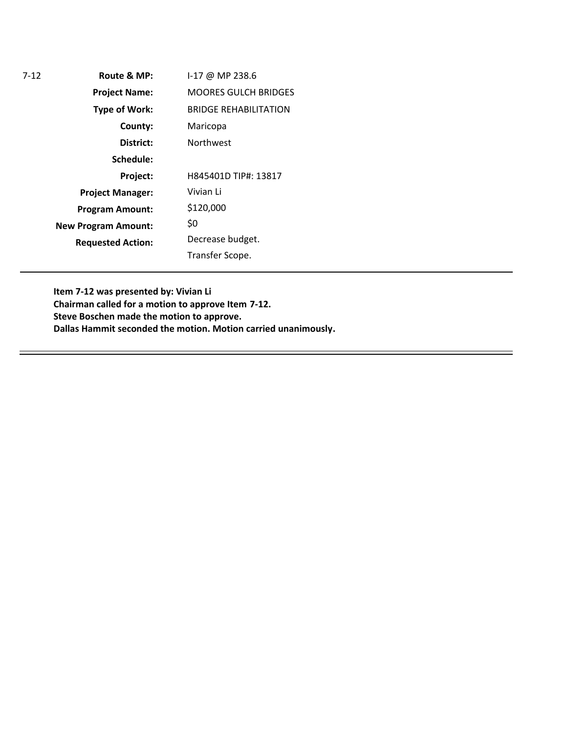7-12

| | |
|---|---|
| **Route & MP:** | I-17 @ MP 238.6 |
| **Project Name:** | MOORES GULCH BRIDGES |
| **Type of Work:** | BRIDGE REHABILITATION |
| **County:** | Maricopa |
| **District:** | Northwest |
| **Schedule:** | |
| **Project:** | H845401D TIP#: 13817 |
| **Project Manager:** | Vivian Li |
| **Program Amount:** | $120,000 |
| **New Program Amount:** | $0 |
| **Requested Action:** | Decrease budget.<br>Transfer Scope. |

---

**Item 7-12 was presented by: Vivian Li**
**Chairman called for a motion to approve Item 7-12.**
**Steve Boschen made the motion to approve.**
**Dallas Hammit seconded the motion. Motion carried unanimously.**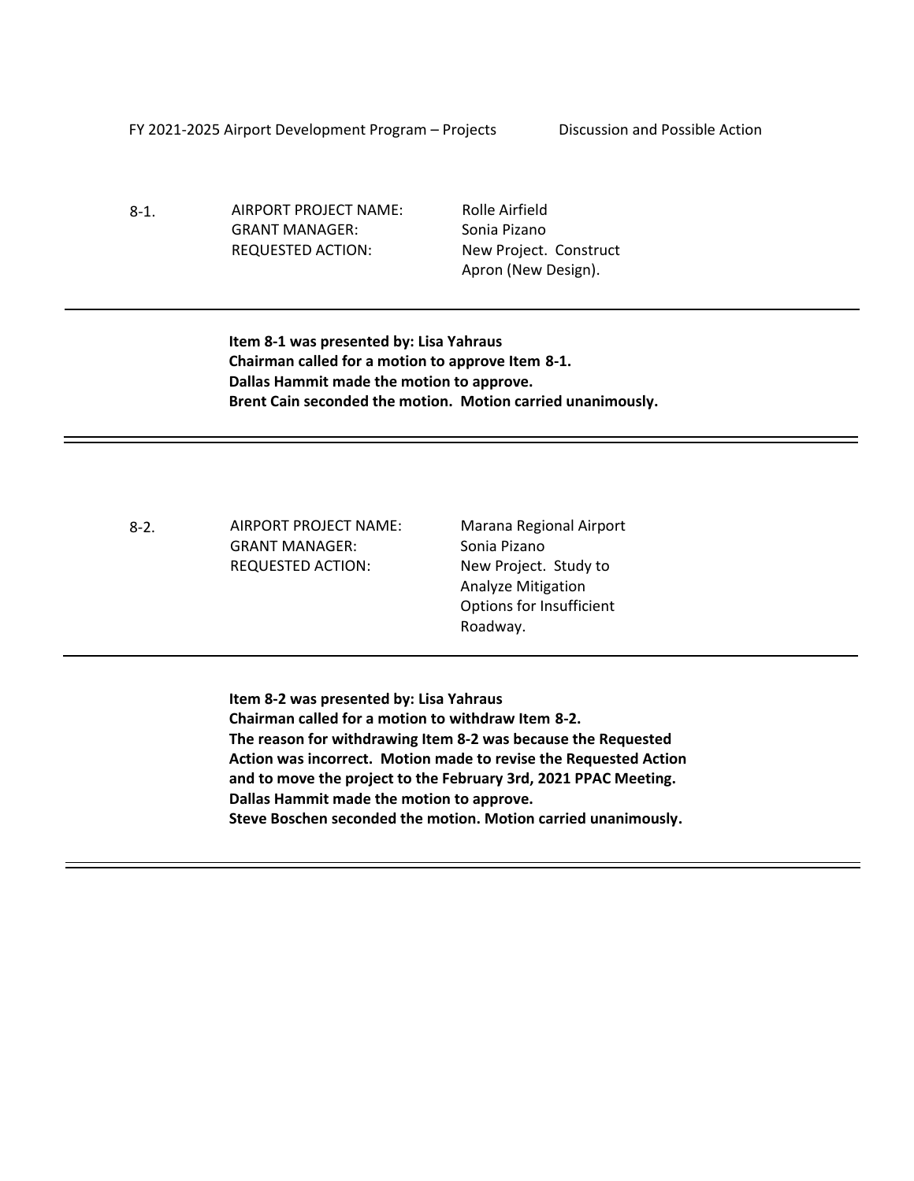FY 2021-2025 Airport Development Program – Projects Discussion and Possible Action

8-1. AIRPORT PROJECT NAME: Rolle Airfield
GRANT MANAGER: Sonia Pizano
REQUESTED ACTION: New Project. Construct Apron (New Design).

---

**Item 8-1 was presented by: Lisa Yahraus**
**Chairman called for a motion to approve Item 8-1.**
**Dallas Hammit made the motion to approve.**
**Brent Cain seconded the motion. Motion carried unanimously.**

---

8-2. AIRPORT PROJECT NAME: Marana Regional Airport
GRANT MANAGER: Sonia Pizano
REQUESTED ACTION: New Project. Study to Analyze Mitigation Options for Insufficient Roadway.

---

**Item 8-2 was presented by: Lisa Yahraus**
**Chairman called for a motion to withdraw Item 8-2.**
**The reason for withdrawing Item 8-2 was because the Requested Action was incorrect. Motion made to revise the Requested Action and to move the project to the February 3rd, 2021 PPAC Meeting.**
**Dallas Hammit made the motion to approve.**
**Steve Boschen seconded the motion. Motion carried unanimously.**

---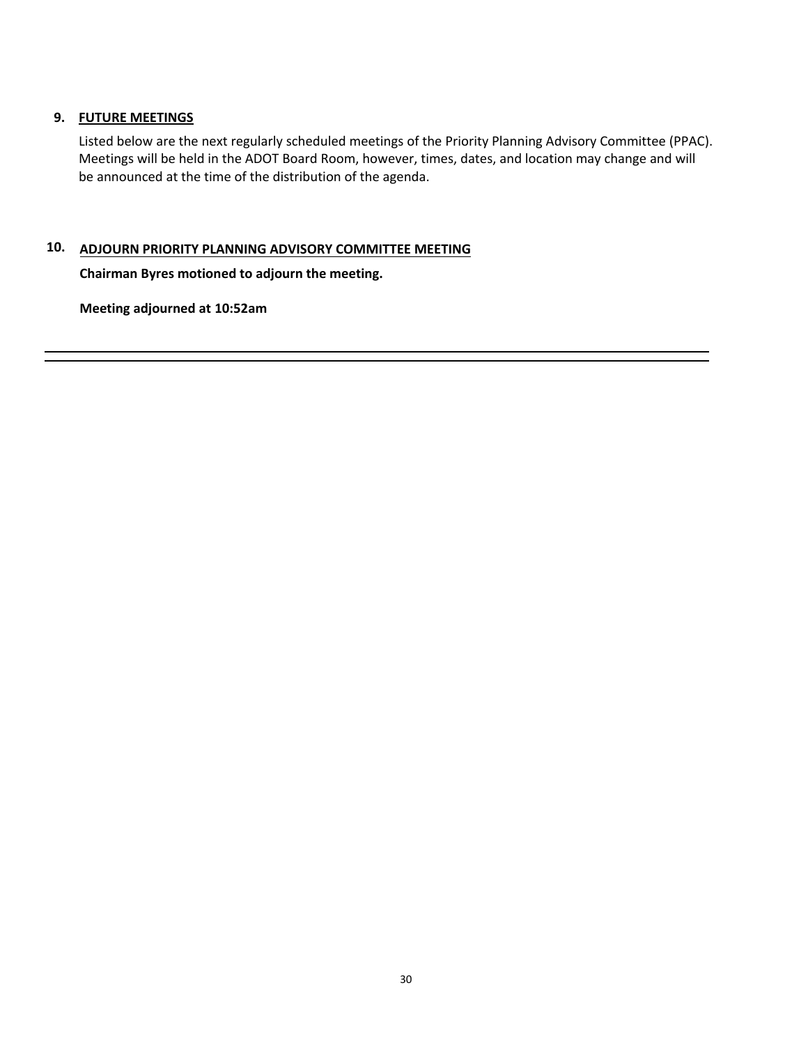## 9. FUTURE MEETINGS

Listed below are the next regularly scheduled meetings of the Priority Planning Advisory Committee (PPAC). Meetings will be held in the ADOT Board Room, however, times, dates, and location may change and will be announced at the time of the distribution of the agenda.

## 10. ADJOURN PRIORITY PLANNING ADVISORY COMMITTEE MEETING

**Chairman Byres motioned to adjourn the meeting.**

**Meeting adjourned at 10:52am**

---